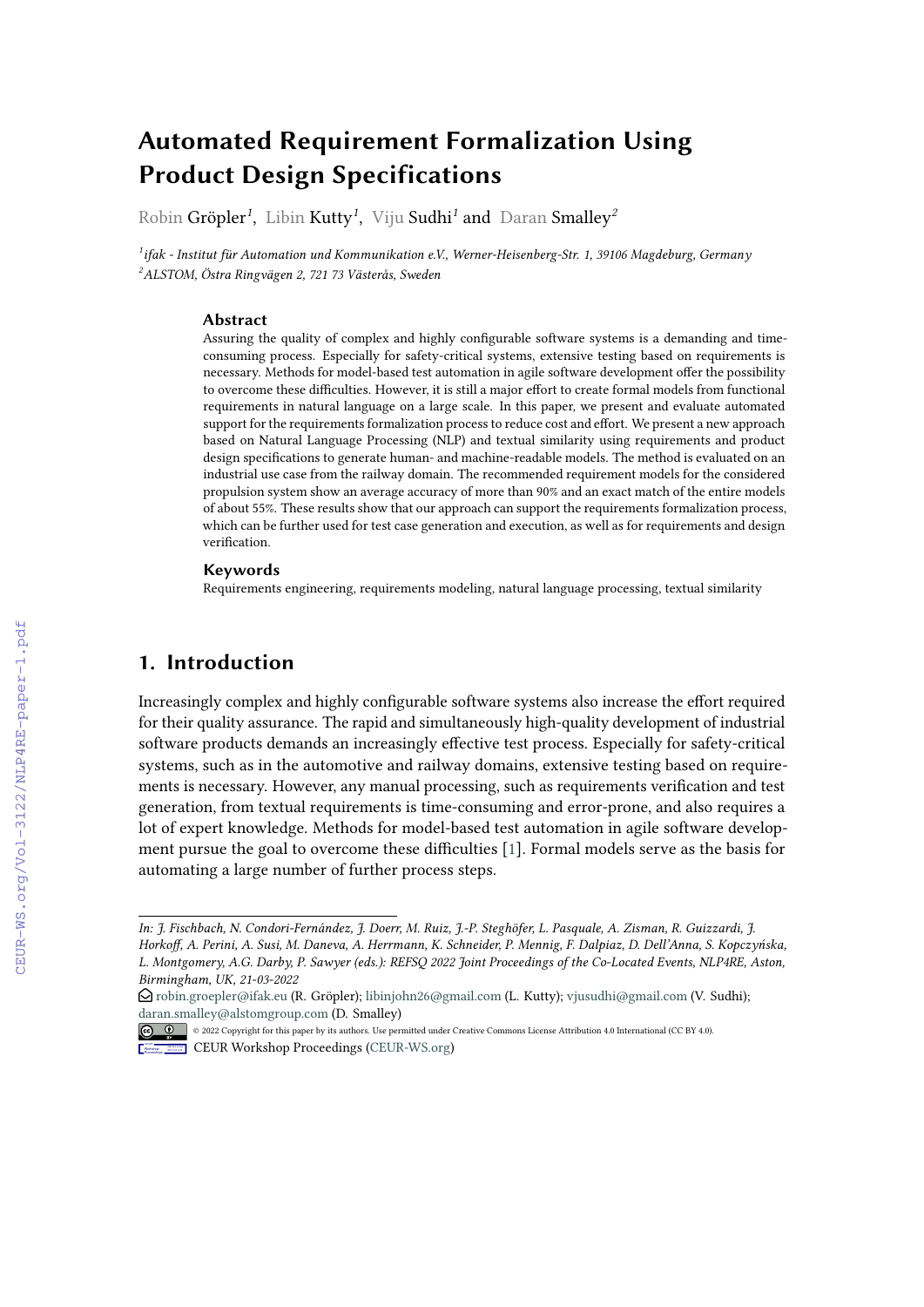# Automated Requirement Formalization Using Product Design Specifications

Robin Gröpler[1], Libin Kutty[1], Viju Sudhi[1] and Daran Smalley[2]

[1] *ifak - Institut für Automation und Kommunikation e.V., Werner-Heisenberg-Str. 1, 39106 Magdeburg, Germany*
[2] *ALSTOM, Östra Ringvägen 2, 721 73 Västerås, Sweden*

### Abstract

Assuring the quality of complex and highly configurable software systems is a demanding and time-consuming process. Especially for safety-critical systems, extensive testing based on requirements is necessary. Methods for model-based test automation in agile software development offer the possibility to overcome these difficulties. However, it is still a major effort to create formal models from functional requirements in natural language on a large scale. In this paper, we present and evaluate automated support for the requirements formalization process to reduce cost and effort. We present a new approach based on Natural Language Processing (NLP) and textual similarity using requirements and product design specifications to generate human- and machine-readable models. The method is evaluated on an industrial use case from the railway domain. The recommended requirement models for the considered propulsion system show an average accuracy of more than 90% and an exact match of the entire models of about 55%. These results show that our approach can support the requirements formalization process, which can be further used for test case generation and execution, as well as for requirements and design verification.

### Keywords

Requirements engineering, requirements modeling, natural language processing, textual similarity

## 1. Introduction

Increasingly complex and highly configurable software systems also increase the effort required for their quality assurance. The rapid and simultaneously high-quality development of industrial software products demands an increasingly effective test process. Especially for safety-critical systems, such as in the automotive and railway domains, extensive testing based on requirements is necessary. However, any manual processing, such as requirements verification and test generation, from textual requirements is time-consuming and error-prone, and also requires a lot of expert knowledge. Methods for model-based test automation in agile software development pursue the goal to overcome these difficulties [1]. Formal models serve as the basis for automating a large number of further process steps.

---

*In: J. Fischbach, N. Condori-Fernández, J. Doerr, M. Ruiz, J.-P. Steghöfer, L. Pasquale, A. Zisman, R. Guizzardi, J. Horkoff, A. Perini, A. Susi, M. Daneva, A. Herrmann, K. Schneider, P. Mennig, F. Dalpiaz, D. Dell'Anna, S. Kopczyńska, L. Montgomery, A.G. Darby, P. Sawyer (eds.): REFSQ 2022 Joint Proceedings of the Co-Located Events, NLP4RE, Aston, Birmingham, UK, 21-03-2022*

robin.groepler@ifak.eu (R. Gröpler); libinjohn26@gmail.com (L. Kutty); vjusudhi@gmail.com (V. Sudhi); daran.smalley@alstomgroup.com (D. Smalley)

© 2022 Copyright for this paper by its authors. Use permitted under Creative Commons License Attribution 4.0 International (CC BY 4.0).
CEUR Workshop Proceedings (CEUR-WS.org)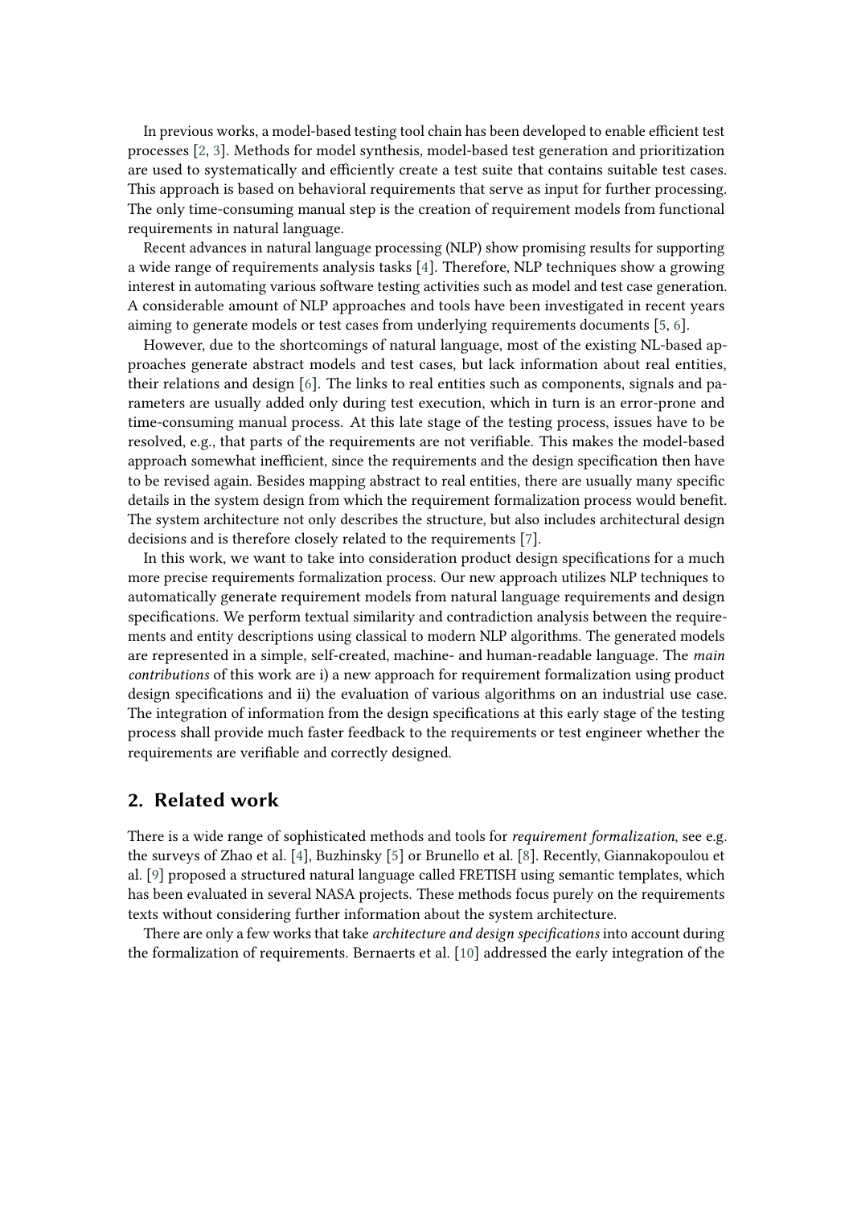In previous works, a model-based testing tool chain has been developed to enable efficient test processes [2, 3]. Methods for model synthesis, model-based test generation and prioritization are used to systematically and efficiently create a test suite that contains suitable test cases. This approach is based on behavioral requirements that serve as input for further processing. The only time-consuming manual step is the creation of requirement models from functional requirements in natural language.

Recent advances in natural language processing (NLP) show promising results for supporting a wide range of requirements analysis tasks [4]. Therefore, NLP techniques show a growing interest in automating various software testing activities such as model and test case generation. A considerable amount of NLP approaches and tools have been investigated in recent years aiming to generate models or test cases from underlying requirements documents [5, 6].

However, due to the shortcomings of natural language, most of the existing NL-based approaches generate abstract models and test cases, but lack information about real entities, their relations and design [6]. The links to real entities such as components, signals and parameters are usually added only during test execution, which in turn is an error-prone and time-consuming manual process. At this late stage of the testing process, issues have to be resolved, e.g., that parts of the requirements are not verifiable. This makes the model-based approach somewhat inefficient, since the requirements and the design specification then have to be revised again. Besides mapping abstract to real entities, there are usually many specific details in the system design from which the requirement formalization process would benefit. The system architecture not only describes the structure, but also includes architectural design decisions and is therefore closely related to the requirements [7].

In this work, we want to take into consideration product design specifications for a much more precise requirements formalization process. Our new approach utilizes NLP techniques to automatically generate requirement models from natural language requirements and design specifications. We perform textual similarity and contradiction analysis between the requirements and entity descriptions using classical to modern NLP algorithms. The generated models are represented in a simple, self-created, machine- and human-readable language. The *main contributions* of this work are i) a new approach for requirement formalization using product design specifications and ii) the evaluation of various algorithms on an industrial use case. The integration of information from the design specifications at this early stage of the testing process shall provide much faster feedback to the requirements or test engineer whether the requirements are verifiable and correctly designed.

## 2. Related work

There is a wide range of sophisticated methods and tools for *requirement formalization*, see e.g. the surveys of Zhao et al. [4], Buzhinsky [5] or Brunello et al. [8]. Recently, Giannakopoulou et al. [9] proposed a structured natural language called FRETISH using semantic templates, which has been evaluated in several NASA projects. These methods focus purely on the requirements texts without considering further information about the system architecture.

There are only a few works that take *architecture and design specifications* into account during the formalization of requirements. Bernaerts et al. [10] addressed the early integration of the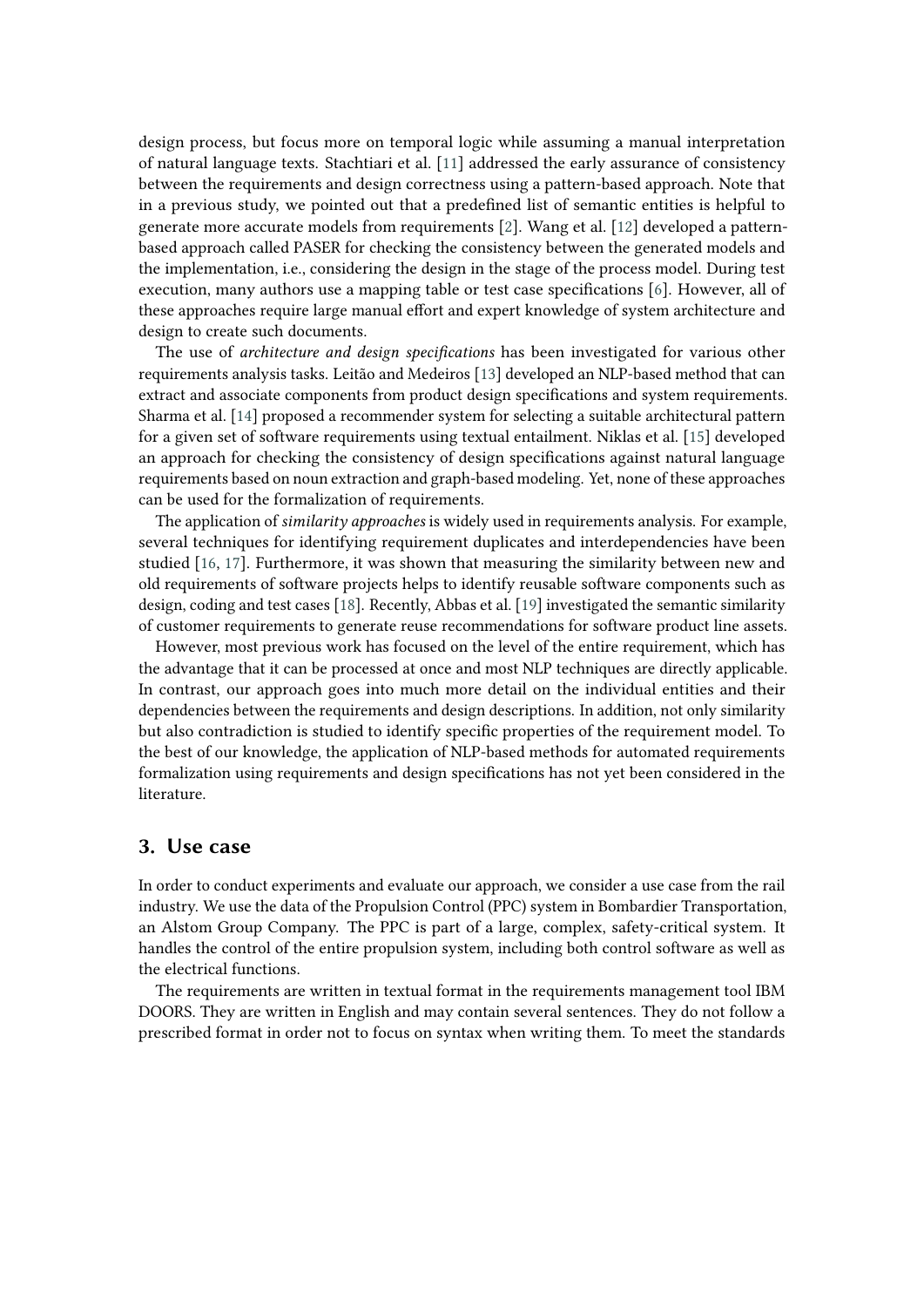design process, but focus more on temporal logic while assuming a manual interpretation of natural language texts. Stachtiari et al. [11] addressed the early assurance of consistency between the requirements and design correctness using a pattern-based approach. Note that in a previous study, we pointed out that a predefined list of semantic entities is helpful to generate more accurate models from requirements [2]. Wang et al. [12] developed a pattern-based approach called PASER for checking the consistency between the generated models and the implementation, i.e., considering the design in the stage of the process model. During test execution, many authors use a mapping table or test case specifications [6]. However, all of these approaches require large manual effort and expert knowledge of system architecture and design to create such documents.

The use of *architecture and design specifications* has been investigated for various other requirements analysis tasks. Leitão and Medeiros [13] developed an NLP-based method that can extract and associate components from product design specifications and system requirements. Sharma et al. [14] proposed a recommender system for selecting a suitable architectural pattern for a given set of software requirements using textual entailment. Niklas et al. [15] developed an approach for checking the consistency of design specifications against natural language requirements based on noun extraction and graph-based modeling. Yet, none of these approaches can be used for the formalization of requirements.

The application of *similarity approaches* is widely used in requirements analysis. For example, several techniques for identifying requirement duplicates and interdependencies have been studied [16, 17]. Furthermore, it was shown that measuring the similarity between new and old requirements of software projects helps to identify reusable software components such as design, coding and test cases [18]. Recently, Abbas et al. [19] investigated the semantic similarity of customer requirements to generate reuse recommendations for software product line assets.

However, most previous work has focused on the level of the entire requirement, which has the advantage that it can be processed at once and most NLP techniques are directly applicable. In contrast, our approach goes into much more detail on the individual entities and their dependencies between the requirements and design descriptions. In addition, not only similarity but also contradiction is studied to identify specific properties of the requirement model. To the best of our knowledge, the application of NLP-based methods for automated requirements formalization using requirements and design specifications has not yet been considered in the literature.

## 3. Use case

In order to conduct experiments and evaluate our approach, we consider a use case from the rail industry. We use the data of the Propulsion Control (PPC) system in Bombardier Transportation, an Alstom Group Company. The PPC is part of a large, complex, safety-critical system. It handles the control of the entire propulsion system, including both control software as well as the electrical functions.

The requirements are written in textual format in the requirements management tool IBM DOORS. They are written in English and may contain several sentences. They do not follow a prescribed format in order not to focus on syntax when writing them. To meet the standards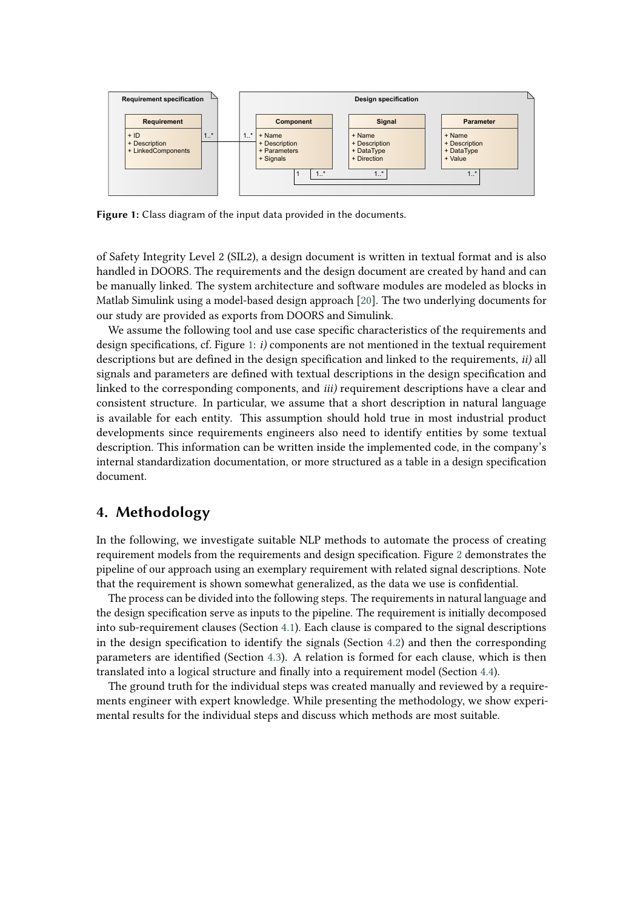**Figure 1:** Class diagram of the input data provided in the documents.

of Safety Integrity Level 2 (SIL2), a design document is written in textual format and is also handled in DOORS. The requirements and the design document are created by hand and can be manually linked. The system architecture and software modules are modeled as blocks in Matlab Simulink using a model-based design approach [20]. The two underlying documents for our study are provided as exports from DOORS and Simulink.

We assume the following tool and use case specific characteristics of the requirements and design specifications, cf. Figure 1: *i)* components are not mentioned in the textual requirement descriptions but are defined in the design specification and linked to the requirements, *ii)* all signals and parameters are defined with textual descriptions in the design specification and linked to the corresponding components, and *iii)* requirement descriptions have a clear and consistent structure. In particular, we assume that a short description in natural language is available for each entity. This assumption should hold true in most industrial product developments since requirements engineers also need to identify entities by some textual description. This information can be written inside the implemented code, in the company's internal standardization documentation, or more structured as a table in a design specification document.

## 4. Methodology

In the following, we investigate suitable NLP methods to automate the process of creating requirement models from the requirements and design specification. Figure 2 demonstrates the pipeline of our approach using an exemplary requirement with related signal descriptions. Note that the requirement is shown somewhat generalized, as the data we use is confidential.

The process can be divided into the following steps. The requirements in natural language and the design specification serve as inputs to the pipeline. The requirement is initially decomposed into sub-requirement clauses (Section 4.1). Each clause is compared to the signal descriptions in the design specification to identify the signals (Section 4.2) and then the corresponding parameters are identified (Section 4.3). A relation is formed for each clause, which is then translated into a logical structure and finally into a requirement model (Section 4.4).

The ground truth for the individual steps was created manually and reviewed by a requirements engineer with expert knowledge. While presenting the methodology, we show experimental results for the individual steps and discuss which methods are most suitable.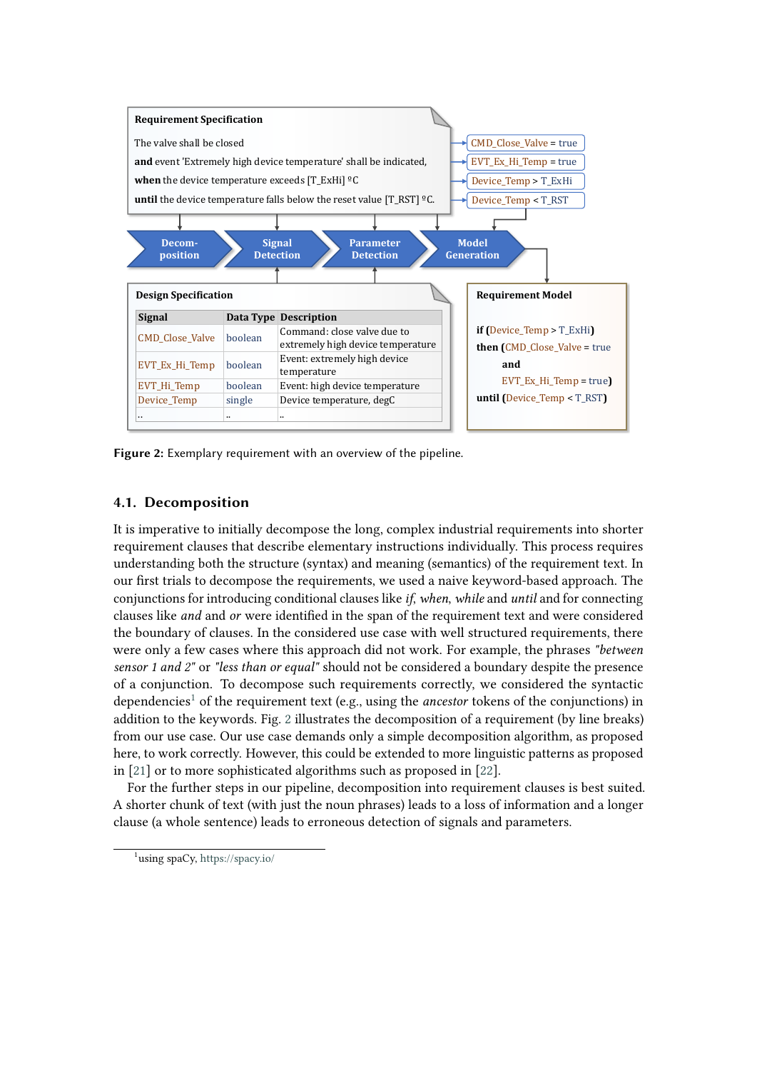**Requirement Specification**

The valve shall be closed
**and** event 'Extremely high device temperature' shall be indicated,
**when** the device temperature exceeds [T_ExHi] ºC
**until** the device temperature falls below the reset value [T_RST] ºC.

CMD_Close_Valve = true
EVT_Ex_Hi_Temp = true
Device_Temp > T_ExHi
Device_Temp < T_RST

Decom-position → Signal Detection → Parameter Detection → Model Generation

**Design Specification**

| Signal | Data Type | Description |
|---|---|---|
| CMD_Close_Valve | boolean | Command: close valve due to extremely high device temperature |
| EVT_Ex_Hi_Temp | boolean | Event: extremely high device temperature |
| EVT_Hi_Temp | boolean | Event: high device temperature |
| Device_Temp | single | Device temperature, degC |
| .. | .. | .. |

**Requirement Model**

**if** (Device_Temp > T_ExHi)
**then** (CMD_Close_Valve = true
**and**
EVT_Ex_Hi_Temp = true)
**until** (Device_Temp < T_RST)

**Figure 2:** Exemplary requirement with an overview of the pipeline.

### 4.1. Decomposition

It is imperative to initially decompose the long, complex industrial requirements into shorter requirement clauses that describe elementary instructions individually. This process requires understanding both the structure (syntax) and meaning (semantics) of the requirement text. In our first trials to decompose the requirements, we used a naive keyword-based approach. The conjunctions for introducing conditional clauses like *if*, *when*, *while* and *until* and for connecting clauses like *and* and *or* were identified in the span of the requirement text and were considered the boundary of clauses. In the considered use case with well structured requirements, there were only a few cases where this approach did not work. For example, the phrases *"between sensor 1 and 2"* or *"less than or equal"* should not be considered a boundary despite the presence of a conjunction. To decompose such requirements correctly, we considered the syntactic dependencies[1] of the requirement text (e.g., using the *ancestor* tokens of the conjunctions) in addition to the keywords. Fig. 2 illustrates the decomposition of a requirement (by line breaks) from our use case. Our use case demands only a simple decomposition algorithm, as proposed here, to work correctly. However, this could be extended to more linguistic patterns as proposed in [21] or to more sophisticated algorithms such as proposed in [22].

For the further steps in our pipeline, decomposition into requirement clauses is best suited. A shorter chunk of text (with just the noun phrases) leads to a loss of information and a longer clause (a whole sentence) leads to erroneous detection of signals and parameters.

[1] using spaCy, https://spacy.io/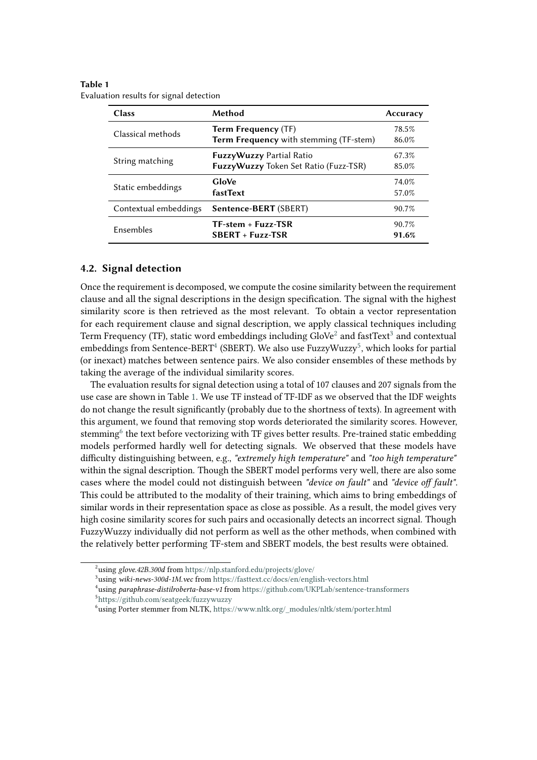**Table 1**
Evaluation results for signal detection

| Class | Method | Accuracy |
|---|---|---|
| Classical methods | **Term Frequency** (TF) | 78.5% |
| | **Term Frequency** with stemming (TF-stem) | 86.0% |
| String matching | **FuzzyWuzzy** Partial Ratio | 67.3% |
| | **FuzzyWuzzy** Token Set Ratio (Fuzz-TSR) | 85.0% |
| Static embeddings | **GloVe** | 74.0% |
| | **fastText** | 57.0% |
| Contextual embeddings | **Sentence-BERT** (SBERT) | 90.7% |
| Ensembles | **TF-stem + Fuzz-TSR** | 90.7% |
| | **SBERT + Fuzz-TSR** | **91.6%** |

## 4.2. Signal detection

Once the requirement is decomposed, we compute the cosine similarity between the requirement clause and all the signal descriptions in the design specification. The signal with the highest similarity score is then retrieved as the most relevant. To obtain a vector representation for each requirement clause and signal description, we apply classical techniques including Term Frequency (TF), static word embeddings including GloVe[2] and fastText[3] and contextual embeddings from Sentence-BERT[4] (SBERT). We also use FuzzyWuzzy[5], which looks for partial (or inexact) matches between sentence pairs. We also consider ensembles of these methods by taking the average of the individual similarity scores.

The evaluation results for signal detection using a total of 107 clauses and 207 signals from the use case are shown in Table 1. We use TF instead of TF-IDF as we observed that the IDF weights do not change the result significantly (probably due to the shortness of texts). In agreement with this argument, we found that removing stop words deteriorated the similarity scores. However, stemming[6] the text before vectorizing with TF gives better results. Pre-trained static embedding models performed hardly well for detecting signals. We observed that these models have difficulty distinguishing between, e.g., *"extremely high temperature"* and *"too high temperature"* within the signal description. Though the SBERT model performs very well, there are also some cases where the model could not distinguish between *"device on fault"* and *"device off fault"*. This could be attributed to the modality of their training, which aims to bring embeddings of similar words in their representation space as close as possible. As a result, the model gives very high cosine similarity scores for such pairs and occasionally detects an incorrect signal. Though FuzzyWuzzy individually did not perform as well as the other methods, when combined with the relatively better performing TF-stem and SBERT models, the best results were obtained.

[2] using *glove.42B.300d* from https://nlp.stanford.edu/projects/glove/

[3] using *wiki-news-300d-1M.vec* from https://fasttext.cc/docs/en/english-vectors.html

[4] using *paraphrase-distilroberta-base-v1* from https://github.com/UKPLab/sentence-transformers

[5] https://github.com/seatgeek/fuzzywuzzy

[6] using Porter stemmer from NLTK, https://www.nltk.org/_modules/nltk/stem/porter.html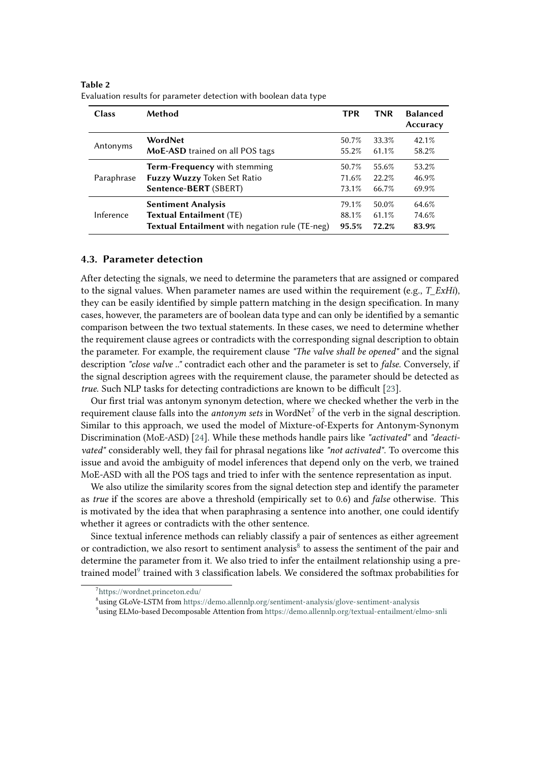**Table 2**
Evaluation results for parameter detection with boolean data type

| Class | Method | TPR | TNR | Balanced Accuracy |
|---|---|---|---|---|
| Antonyms | **WordNet** | 50.7% | 33.3% | 42.1% |
| | **MoE-ASD** trained on all POS tags | 55.2% | 61.1% | 58.2% |
| Paraphrase | **Term-Frequency** with stemming | 50.7% | 55.6% | 53.2% |
| | **Fuzzy Wuzzy** Token Set Ratio | 71.6% | 22.2% | 46.9% |
| | **Sentence-BERT** (SBERT) | 73.1% | 66.7% | 69.9% |
| Inference | **Sentiment Analysis** | 79.1% | 50.0% | 64.6% |
| | **Textual Entailment** (TE) | 88.1% | 61.1% | 74.6% |
| | **Textual Entailment** with negation rule (TE-neg) | **95.5%** | **72.2%** | **83.9%** |

### 4.3. Parameter detection

After detecting the signals, we need to determine the parameters that are assigned or compared to the signal values. When parameter names are used within the requirement (e.g., *T_ExHi*), they can be easily identified by simple pattern matching in the design specification. In many cases, however, the parameters are of boolean data type and can only be identified by a semantic comparison between the two textual statements. In these cases, we need to determine whether the requirement clause agrees or contradicts with the corresponding signal description to obtain the parameter. For example, the requirement clause *"The valve shall be opened"* and the signal description *"close valve .."* contradict each other and the parameter is set to *false*. Conversely, if the signal description agrees with the requirement clause, the parameter should be detected as *true*. Such NLP tasks for detecting contradictions are known to be difficult [23].

Our first trial was antonym synonym detection, where we checked whether the verb in the requirement clause falls into the *antonym sets* in WordNet[7] of the verb in the signal description. Similar to this approach, we used the model of Mixture-of-Experts for Antonym-Synonym Discrimination (MoE-ASD) [24]. While these methods handle pairs like *"activated"* and *"deactivated"* considerably well, they fail for phrasal negations like *"not activated"*. To overcome this issue and avoid the ambiguity of model inferences that depend only on the verb, we trained MoE-ASD with all the POS tags and tried to infer with the sentence representation as input.

We also utilize the similarity scores from the signal detection step and identify the parameter as *true* if the scores are above a threshold (empirically set to 0.6) and *false* otherwise. This is motivated by the idea that when paraphrasing a sentence into another, one could identify whether it agrees or contradicts with the other sentence.

Since textual inference methods can reliably classify a pair of sentences as either agreement or contradiction, we also resort to sentiment analysis[8] to assess the sentiment of the pair and determine the parameter from it. We also tried to infer the entailment relationship using a pre-trained model[9] trained with 3 classification labels. We considered the softmax probabilities for

[7] https://wordnet.princeton.edu/
[8] using GLoVe-LSTM from https://demo.allennlp.org/sentiment-analysis/glove-sentiment-analysis
[9] using ELMo-based Decomposable Attention from https://demo.allennlp.org/textual-entailment/elmo-snli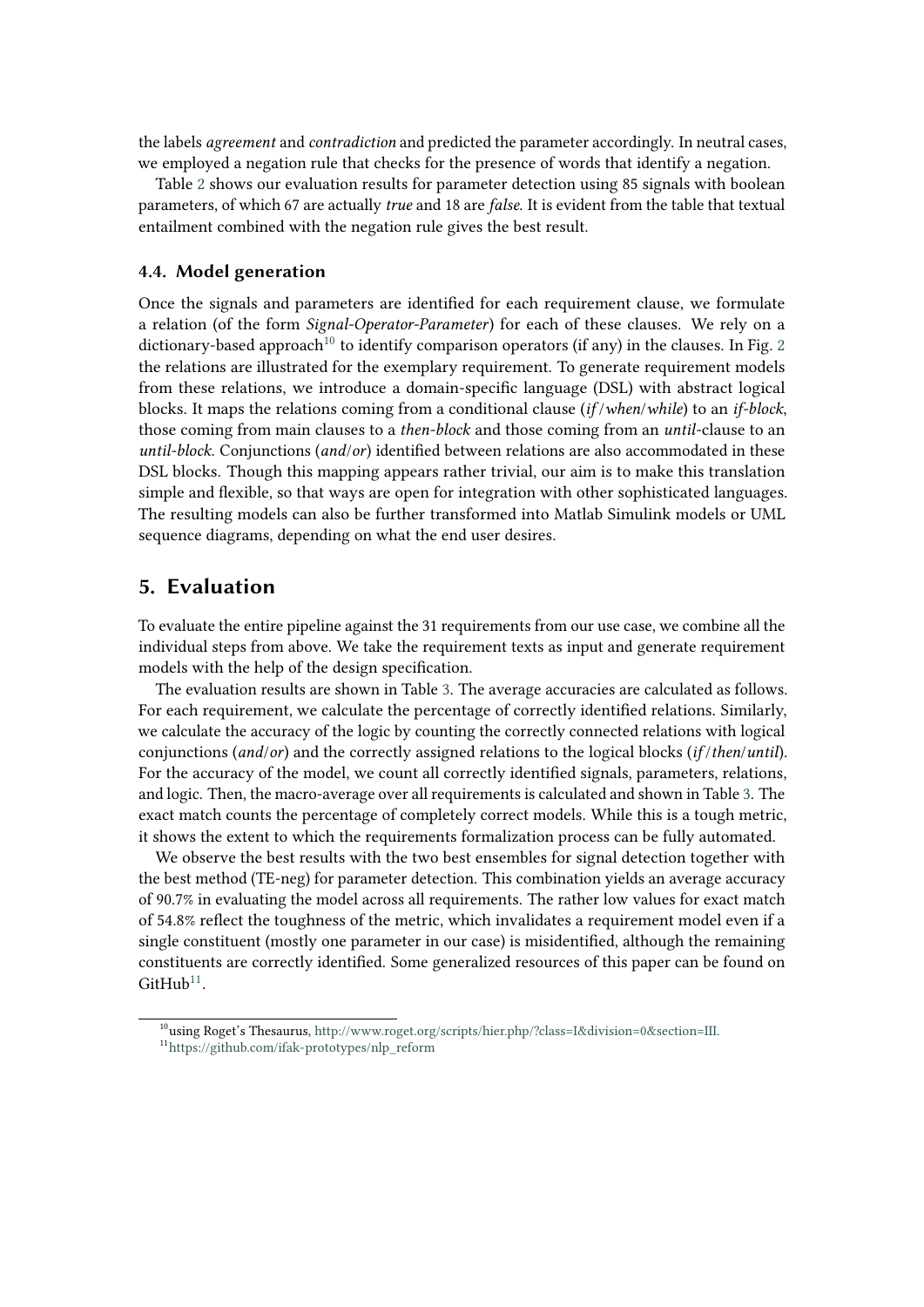the labels *agreement* and *contradiction* and predicted the parameter accordingly. In neutral cases, we employed a negation rule that checks for the presence of words that identify a negation.

Table 2 shows our evaluation results for parameter detection using 85 signals with boolean parameters, of which 67 are actually *true* and 18 are *false*. It is evident from the table that textual entailment combined with the negation rule gives the best result.

### 4.4. Model generation

Once the signals and parameters are identified for each requirement clause, we formulate a relation (of the form *Signal-Operator-Parameter*) for each of these clauses. We rely on a dictionary-based approach[10] to identify comparison operators (if any) in the clauses. In Fig. 2 the relations are illustrated for the exemplary requirement. To generate requirement models from these relations, we introduce a domain-specific language (DSL) with abstract logical blocks. It maps the relations coming from a conditional clause (*if*/*when*/*while*) to an *if-block*, those coming from main clauses to a *then-block* and those coming from an *until*-clause to an *until-block*. Conjunctions (*and*/*or*) identified between relations are also accommodated in these DSL blocks. Though this mapping appears rather trivial, our aim is to make this translation simple and flexible, so that ways are open for integration with other sophisticated languages. The resulting models can also be further transformed into Matlab Simulink models or UML sequence diagrams, depending on what the end user desires.

## 5. Evaluation

To evaluate the entire pipeline against the 31 requirements from our use case, we combine all the individual steps from above. We take the requirement texts as input and generate requirement models with the help of the design specification.

The evaluation results are shown in Table 3. The average accuracies are calculated as follows. For each requirement, we calculate the percentage of correctly identified relations. Similarly, we calculate the accuracy of the logic by counting the correctly connected relations with logical conjunctions (*and*/*or*) and the correctly assigned relations to the logical blocks (*if*/*then*/*until*). For the accuracy of the model, we count all correctly identified signals, parameters, relations, and logic. Then, the macro-average over all requirements is calculated and shown in Table 3. The exact match counts the percentage of completely correct models. While this is a tough metric, it shows the extent to which the requirements formalization process can be fully automated.

We observe the best results with the two best ensembles for signal detection together with the best method (TE-neg) for parameter detection. This combination yields an average accuracy of 90.7% in evaluating the model across all requirements. The rather low values for exact match of 54.8% reflect the toughness of the metric, which invalidates a requirement model even if a single constituent (mostly one parameter in our case) is misidentified, although the remaining constituents are correctly identified. Some generalized resources of this paper can be found on GitHub[11].

---

[10] using Roget's Thesaurus, http://www.roget.org/scripts/hier.php/?class=I&division=0&section=III.

[11] https://github.com/ifak-prototypes/nlp_reform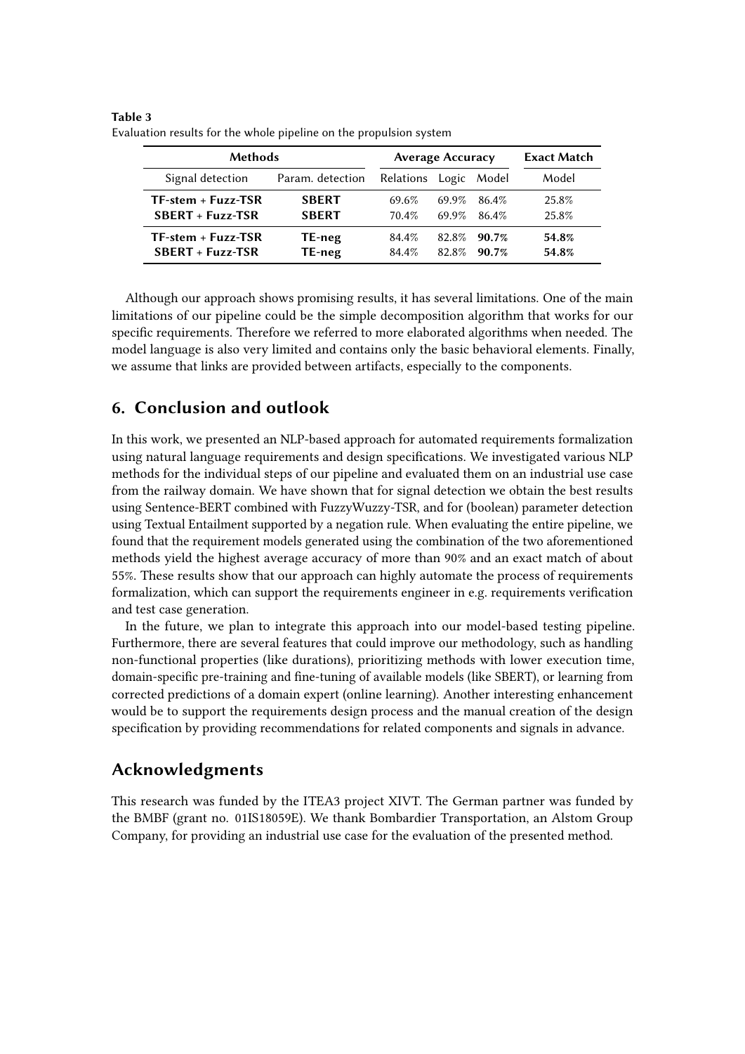**Table 3**
Evaluation results for the whole pipeline on the propulsion system

| Methods | | Average Accuracy | | | Exact Match |
|---|---|---|---|---|---|
| Signal detection | Param. detection | Relations | Logic | Model | Model |
| **TF-stem + Fuzz-TSR** | **SBERT** | 69.6% | 69.9% | 86.4% | 25.8% |
| **SBERT + Fuzz-TSR** | **SBERT** | 70.4% | 69.9% | 86.4% | 25.8% |
| **TF-stem + Fuzz-TSR** | **TE-neg** | 84.4% | 82.8% | **90.7%** | **54.8%** |
| **SBERT + Fuzz-TSR** | **TE-neg** | 84.4% | 82.8% | **90.7%** | **54.8%** |

Although our approach shows promising results, it has several limitations. One of the main limitations of our pipeline could be the simple decomposition algorithm that works for our specific requirements. Therefore we referred to more elaborated algorithms when needed. The model language is also very limited and contains only the basic behavioral elements. Finally, we assume that links are provided between artifacts, especially to the components.

## 6. Conclusion and outlook

In this work, we presented an NLP-based approach for automated requirements formalization using natural language requirements and design specifications. We investigated various NLP methods for the individual steps of our pipeline and evaluated them on an industrial use case from the railway domain. We have shown that for signal detection we obtain the best results using Sentence-BERT combined with FuzzyWuzzy-TSR, and for (boolean) parameter detection using Textual Entailment supported by a negation rule. When evaluating the entire pipeline, we found that the requirement models generated using the combination of the two aforementioned methods yield the highest average accuracy of more than 90% and an exact match of about 55%. These results show that our approach can highly automate the process of requirements formalization, which can support the requirements engineer in e.g. requirements verification and test case generation.

In the future, we plan to integrate this approach into our model-based testing pipeline. Furthermore, there are several features that could improve our methodology, such as handling non-functional properties (like durations), prioritizing methods with lower execution time, domain-specific pre-training and fine-tuning of available models (like SBERT), or learning from corrected predictions of a domain expert (online learning). Another interesting enhancement would be to support the requirements design process and the manual creation of the design specification by providing recommendations for related components and signals in advance.

## Acknowledgments

This research was funded by the ITEA3 project XIVT. The German partner was funded by the BMBF (grant no. 01IS18059E). We thank Bombardier Transportation, an Alstom Group Company, for providing an industrial use case for the evaluation of the presented method.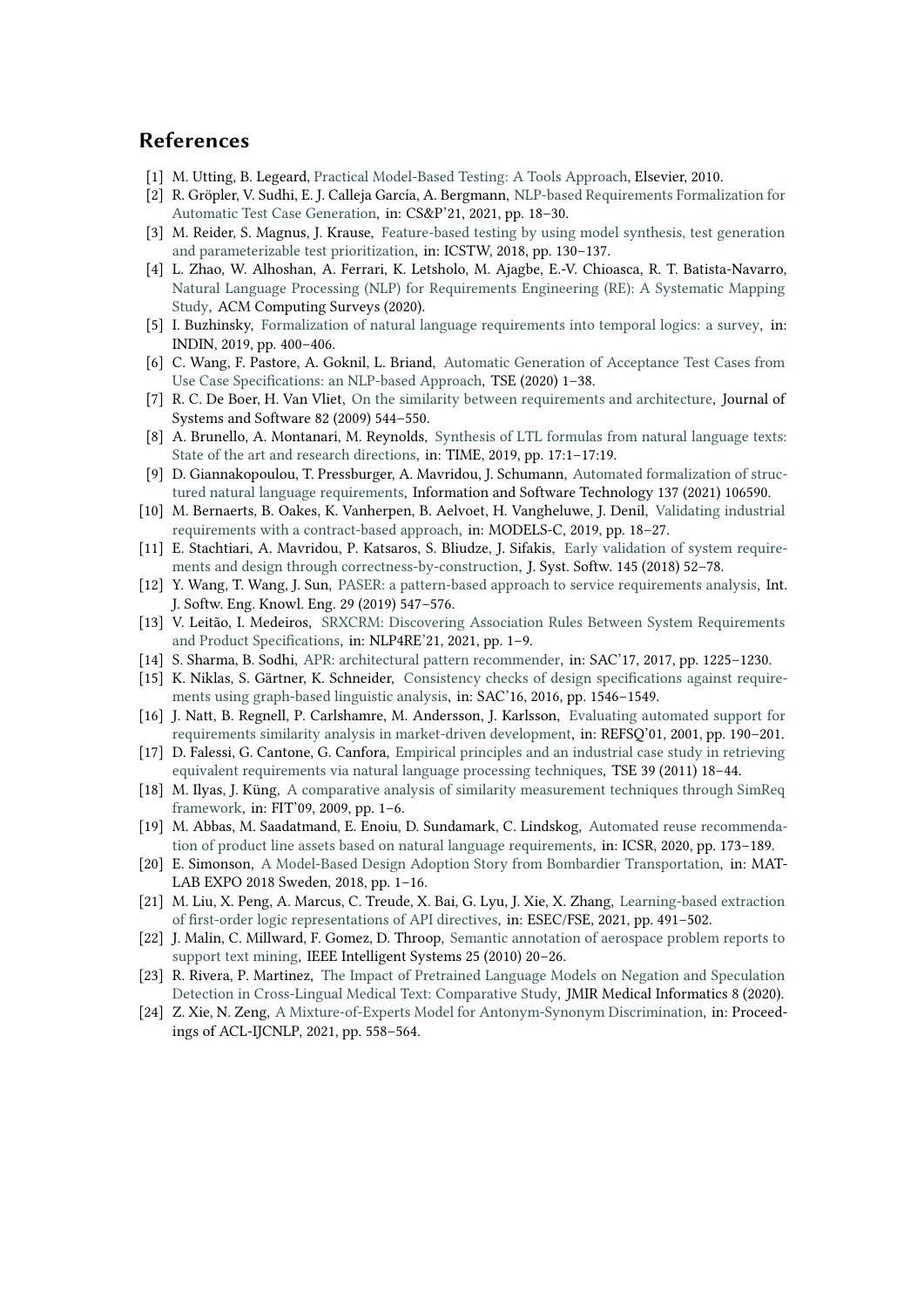## References

[1] M. Utting, B. Legeard, Practical Model-Based Testing: A Tools Approach, Elsevier, 2010.

[2] R. Gröpler, V. Sudhi, E. J. Calleja García, A. Bergmann, NLP-based Requirements Formalization for Automatic Test Case Generation, in: CS&P'21, 2021, pp. 18–30.

[3] M. Reider, S. Magnus, J. Krause, Feature-based testing by using model synthesis, test generation and parameterizable test prioritization, in: ICSTW, 2018, pp. 130–137.

[4] L. Zhao, W. Alhoshan, A. Ferrari, K. Letsholo, M. Ajagbe, E.-V. Chioasca, R. T. Batista-Navarro, Natural Language Processing (NLP) for Requirements Engineering (RE): A Systematic Mapping Study, ACM Computing Surveys (2020).

[5] I. Buzhinsky, Formalization of natural language requirements into temporal logics: a survey, in: INDIN, 2019, pp. 400–406.

[6] C. Wang, F. Pastore, A. Goknil, L. Briand, Automatic Generation of Acceptance Test Cases from Use Case Specifications: an NLP-based Approach, TSE (2020) 1–38.

[7] R. C. De Boer, H. Van Vliet, On the similarity between requirements and architecture, Journal of Systems and Software 82 (2009) 544–550.

[8] A. Brunello, A. Montanari, M. Reynolds, Synthesis of LTL formulas from natural language texts: State of the art and research directions, in: TIME, 2019, pp. 17:1–17:19.

[9] D. Giannakopoulou, T. Pressburger, A. Mavridou, J. Schumann, Automated formalization of structured natural language requirements, Information and Software Technology 137 (2021) 106590.

[10] M. Bernaerts, B. Oakes, K. Vanherpen, B. Aelvoet, H. Vangheluwe, J. Denil, Validating industrial requirements with a contract-based approach, in: MODELS-C, 2019, pp. 18–27.

[11] E. Stachtiari, A. Mavridou, P. Katsaros, S. Bliudze, J. Sifakis, Early validation of system requirements and design through correctness-by-construction, J. Syst. Softw. 145 (2018) 52–78.

[12] Y. Wang, T. Wang, J. Sun, PASER: a pattern-based approach to service requirements analysis, Int. J. Softw. Eng. Knowl. Eng. 29 (2019) 547–576.

[13] V. Leitão, I. Medeiros, SRXCRM: Discovering Association Rules Between System Requirements and Product Specifications, in: NLP4RE'21, 2021, pp. 1–9.

[14] S. Sharma, B. Sodhi, APR: architectural pattern recommender, in: SAC'17, 2017, pp. 1225–1230.

[15] K. Niklas, S. Gärtner, K. Schneider, Consistency checks of design specifications against requirements using graph-based linguistic analysis, in: SAC'16, 2016, pp. 1546–1549.

[16] J. Natt, B. Regnell, P. Carlshamre, M. Andersson, J. Karlsson, Evaluating automated support for requirements similarity analysis in market-driven development, in: REFSQ'01, 2001, pp. 190–201.

[17] D. Falessi, G. Cantone, G. Canfora, Empirical principles and an industrial case study in retrieving equivalent requirements via natural language processing techniques, TSE 39 (2011) 18–44.

[18] M. Ilyas, J. Küng, A comparative analysis of similarity measurement techniques through SimReq framework, in: FIT'09, 2009, pp. 1–6.

[19] M. Abbas, M. Saadatmand, E. Enoiu, D. Sundamark, C. Lindskog, Automated reuse recommendation of product line assets based on natural language requirements, in: ICSR, 2020, pp. 173–189.

[20] E. Simonson, A Model-Based Design Adoption Story from Bombardier Transportation, in: MATLAB EXPO 2018 Sweden, 2018, pp. 1–16.

[21] M. Liu, X. Peng, A. Marcus, C. Treude, X. Bai, G. Lyu, J. Xie, X. Zhang, Learning-based extraction of first-order logic representations of API directives, in: ESEC/FSE, 2021, pp. 491–502.

[22] J. Malin, C. Millward, F. Gomez, D. Throop, Semantic annotation of aerospace problem reports to support text mining, IEEE Intelligent Systems 25 (2010) 20–26.

[23] R. Rivera, P. Martinez, The Impact of Pretrained Language Models on Negation and Speculation Detection in Cross-Lingual Medical Text: Comparative Study, JMIR Medical Informatics 8 (2020).

[24] Z. Xie, N. Zeng, A Mixture-of-Experts Model for Antonym-Synonym Discrimination, in: Proceedings of ACL-IJCNLP, 2021, pp. 558–564.